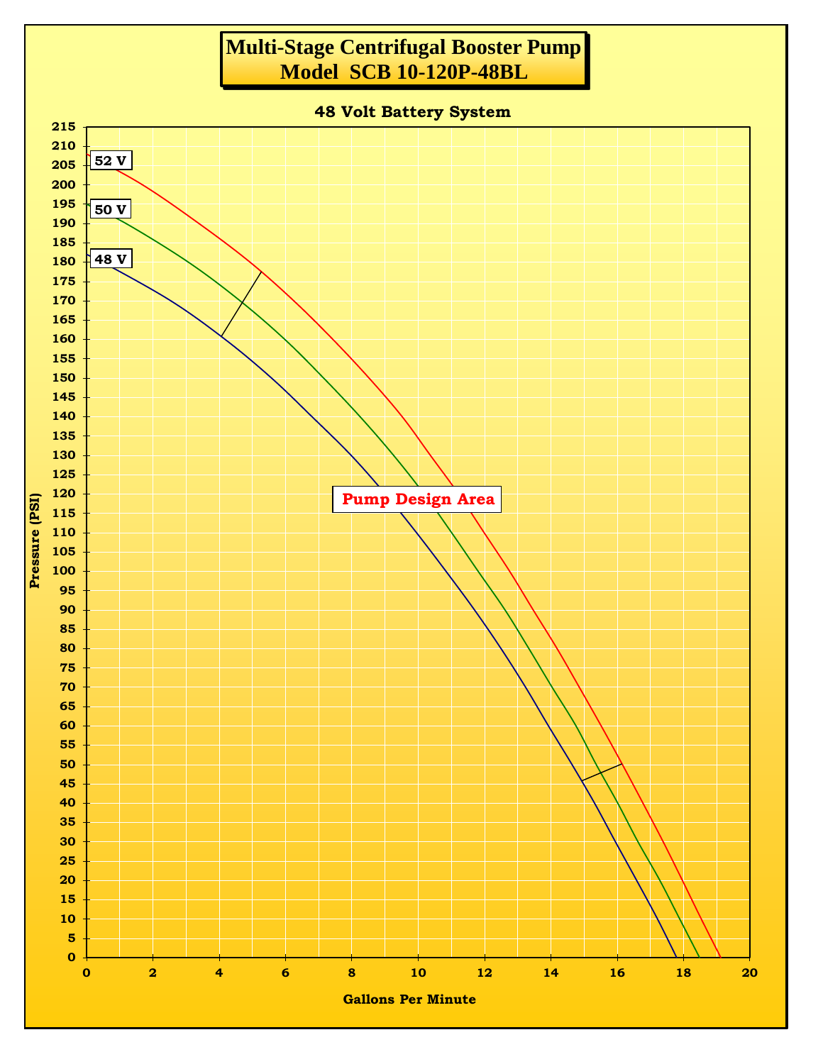# Multi-Stage Centrifugal Booster Pump
# Model SCB 10-120P-48BL

**48 Volt Battery System**

Pressure (PSI)

215
210
205
200
195
190
185
180
175
170
165
160
155
150
145
140
135
130
125
120
115
110
105
100
95
90
85
80
75
70
65
60
55
50
45
40
35
30
25
20
15
10
5
0

0 2 4 6 8 10 12 14 16 18 20

Gallons Per Minute

52 V

50 V

48 V

**Pump Design Area**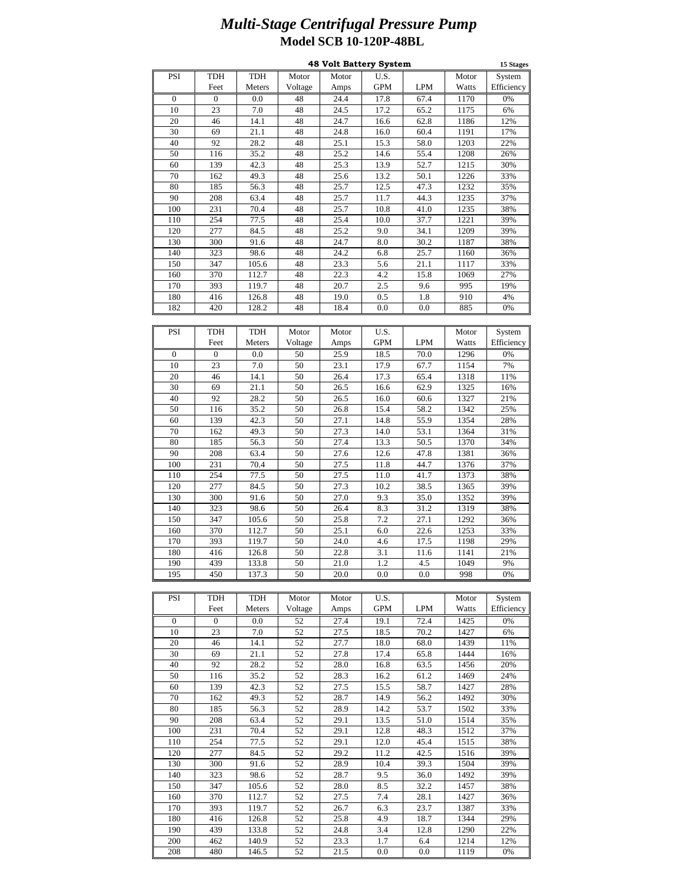# *Multi-Stage Centrifugal Pressure Pump*

## Model SCB 10-120P-48BL

**48 Volt Battery System** **15 Stages**

| PSI | TDH Feet | TDH Meters | Motor Voltage | Motor Amps | U.S. GPM | LPM | Motor Watts | System Efficiency |
|---|---|---|---|---|---|---|---|---|
| 0 | 0 | 0.0 | 48 | 24.4 | 17.8 | 67.4 | 1170 | 0% |
| 10 | 23 | 7.0 | 48 | 24.5 | 17.2 | 65.2 | 1175 | 6% |
| 20 | 46 | 14.1 | 48 | 24.7 | 16.6 | 62.8 | 1186 | 12% |
| 30 | 69 | 21.1 | 48 | 24.8 | 16.0 | 60.4 | 1191 | 17% |
| 40 | 92 | 28.2 | 48 | 25.1 | 15.3 | 58.0 | 1203 | 22% |
| 50 | 116 | 35.2 | 48 | 25.2 | 14.6 | 55.4 | 1208 | 26% |
| 60 | 139 | 42.3 | 48 | 25.3 | 13.9 | 52.7 | 1215 | 30% |
| 70 | 162 | 49.3 | 48 | 25.6 | 13.2 | 50.1 | 1226 | 33% |
| 80 | 185 | 56.3 | 48 | 25.7 | 12.5 | 47.3 | 1232 | 35% |
| 90 | 208 | 63.4 | 48 | 25.7 | 11.7 | 44.3 | 1235 | 37% |
| 100 | 231 | 70.4 | 48 | 25.7 | 10.8 | 41.0 | 1235 | 38% |
| 110 | 254 | 77.5 | 48 | 25.4 | 10.0 | 37.7 | 1221 | 39% |
| 120 | 277 | 84.5 | 48 | 25.2 | 9.0 | 34.1 | 1209 | 39% |
| 130 | 300 | 91.6 | 48 | 24.7 | 8.0 | 30.2 | 1187 | 38% |
| 140 | 323 | 98.6 | 48 | 24.2 | 6.8 | 25.7 | 1160 | 36% |
| 150 | 347 | 105.6 | 48 | 23.3 | 5.6 | 21.1 | 1117 | 33% |
| 160 | 370 | 112.7 | 48 | 22.3 | 4.2 | 15.8 | 1069 | 27% |
| 170 | 393 | 119.7 | 48 | 20.7 | 2.5 | 9.6 | 995 | 19% |
| 180 | 416 | 126.8 | 48 | 19.0 | 0.5 | 1.8 | 910 | 4% |
| 182 | 420 | 128.2 | 48 | 18.4 | 0.0 | 0.0 | 885 | 0% |

| PSI | TDH Feet | TDH Meters | Motor Voltage | Motor Amps | U.S. GPM | LPM | Motor Watts | System Efficiency |
|---|---|---|---|---|---|---|---|---|
| 0 | 0 | 0.0 | 50 | 25.9 | 18.5 | 70.0 | 1296 | 0% |
| 10 | 23 | 7.0 | 50 | 23.1 | 17.9 | 67.7 | 1154 | 7% |
| 20 | 46 | 14.1 | 50 | 26.4 | 17.3 | 65.4 | 1318 | 11% |
| 30 | 69 | 21.1 | 50 | 26.5 | 16.6 | 62.9 | 1325 | 16% |
| 40 | 92 | 28.2 | 50 | 26.5 | 16.0 | 60.6 | 1327 | 21% |
| 50 | 116 | 35.2 | 50 | 26.8 | 15.4 | 58.2 | 1342 | 25% |
| 60 | 139 | 42.3 | 50 | 27.1 | 14.8 | 55.9 | 1354 | 28% |
| 70 | 162 | 49.3 | 50 | 27.3 | 14.0 | 53.1 | 1364 | 31% |
| 80 | 185 | 56.3 | 50 | 27.4 | 13.3 | 50.5 | 1370 | 34% |
| 90 | 208 | 63.4 | 50 | 27.6 | 12.6 | 47.8 | 1381 | 36% |
| 100 | 231 | 70.4 | 50 | 27.5 | 11.8 | 44.7 | 1376 | 37% |
| 110 | 254 | 77.5 | 50 | 27.5 | 11.0 | 41.7 | 1373 | 38% |
| 120 | 277 | 84.5 | 50 | 27.3 | 10.2 | 38.5 | 1365 | 39% |
| 130 | 300 | 91.6 | 50 | 27.0 | 9.3 | 35.0 | 1352 | 39% |
| 140 | 323 | 98.6 | 50 | 26.4 | 8.3 | 31.2 | 1319 | 38% |
| 150 | 347 | 105.6 | 50 | 25.8 | 7.2 | 27.1 | 1292 | 36% |
| 160 | 370 | 112.7 | 50 | 25.1 | 6.0 | 22.6 | 1253 | 33% |
| 170 | 393 | 119.7 | 50 | 24.0 | 4.6 | 17.5 | 1198 | 29% |
| 180 | 416 | 126.8 | 50 | 22.8 | 3.1 | 11.6 | 1141 | 21% |
| 190 | 439 | 133.8 | 50 | 21.0 | 1.2 | 4.5 | 1049 | 9% |
| 195 | 450 | 137.3 | 50 | 20.0 | 0.0 | 0.0 | 998 | 0% |

| PSI | TDH Feet | TDH Meters | Motor Voltage | Motor Amps | U.S. GPM | LPM | Motor Watts | System Efficiency |
|---|---|---|---|---|---|---|---|---|
| 0 | 0 | 0.0 | 52 | 27.4 | 19.1 | 72.4 | 1425 | 0% |
| 10 | 23 | 7.0 | 52 | 27.5 | 18.5 | 70.2 | 1427 | 6% |
| 20 | 46 | 14.1 | 52 | 27.7 | 18.0 | 68.0 | 1439 | 11% |
| 30 | 69 | 21.1 | 52 | 27.8 | 17.4 | 65.8 | 1444 | 16% |
| 40 | 92 | 28.2 | 52 | 28.0 | 16.8 | 63.5 | 1456 | 20% |
| 50 | 116 | 35.2 | 52 | 28.3 | 16.2 | 61.2 | 1469 | 24% |
| 60 | 139 | 42.3 | 52 | 27.5 | 15.5 | 58.7 | 1427 | 28% |
| 70 | 162 | 49.3 | 52 | 28.7 | 14.9 | 56.2 | 1492 | 30% |
| 80 | 185 | 56.3 | 52 | 28.9 | 14.2 | 53.7 | 1502 | 33% |
| 90 | 208 | 63.4 | 52 | 29.1 | 13.5 | 51.0 | 1514 | 35% |
| 100 | 231 | 70.4 | 52 | 29.1 | 12.8 | 48.3 | 1512 | 37% |
| 110 | 254 | 77.5 | 52 | 29.1 | 12.0 | 45.4 | 1515 | 38% |
| 120 | 277 | 84.5 | 52 | 29.2 | 11.2 | 42.5 | 1516 | 39% |
| 130 | 300 | 91.6 | 52 | 28.9 | 10.4 | 39.3 | 1504 | 39% |
| 140 | 323 | 98.6 | 52 | 28.7 | 9.5 | 36.0 | 1492 | 39% |
| 150 | 347 | 105.6 | 52 | 28.0 | 8.5 | 32.2 | 1457 | 38% |
| 160 | 370 | 112.7 | 52 | 27.5 | 7.4 | 28.1 | 1427 | 36% |
| 170 | 393 | 119.7 | 52 | 26.7 | 6.3 | 23.7 | 1387 | 33% |
| 180 | 416 | 126.8 | 52 | 25.8 | 4.9 | 18.7 | 1344 | 29% |
| 190 | 439 | 133.8 | 52 | 24.8 | 3.4 | 12.8 | 1290 | 22% |
| 200 | 462 | 140.9 | 52 | 23.3 | 1.7 | 6.4 | 1214 | 12% |
| 208 | 480 | 146.5 | 52 | 21.5 | 0.0 | 0.0 | 1119 | 0% |